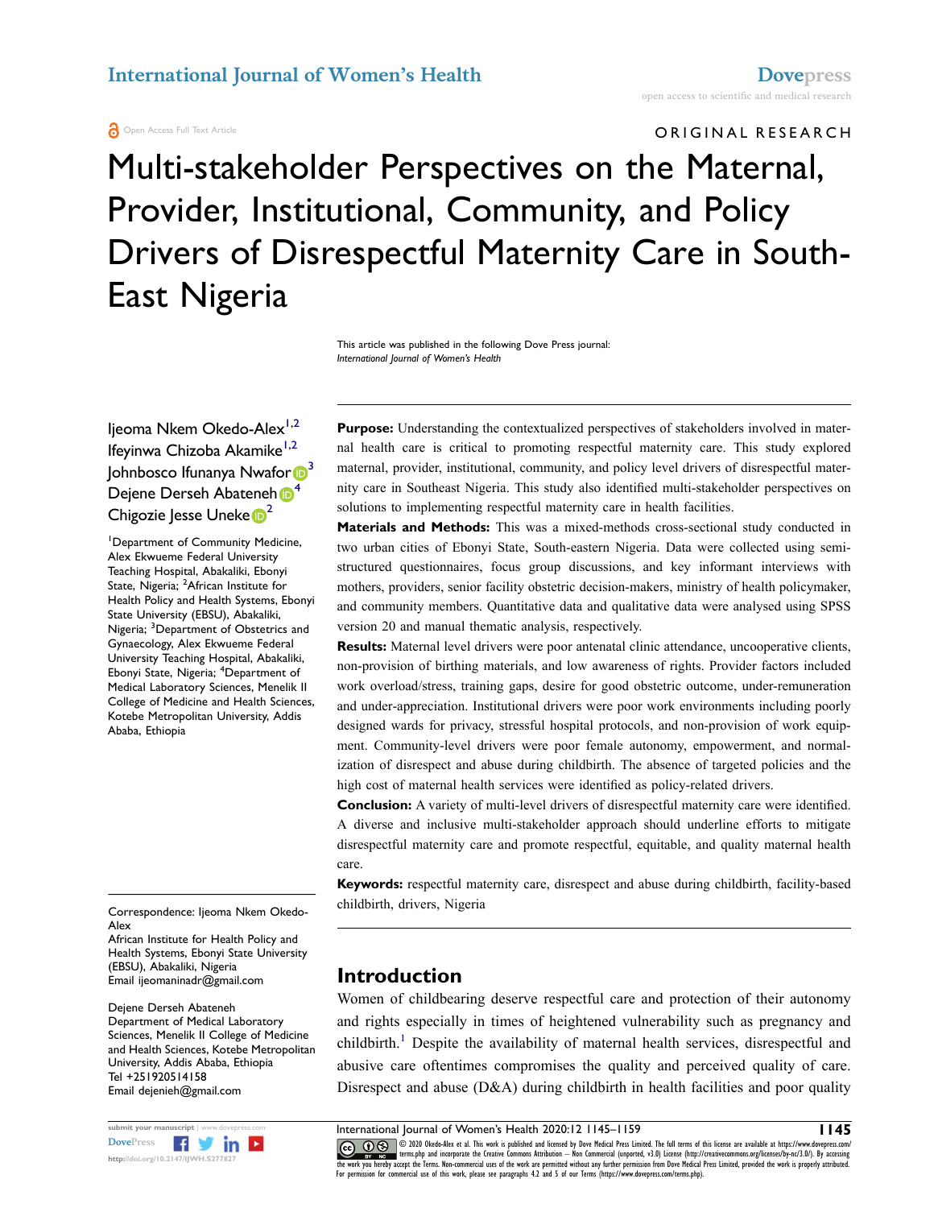ORIGINAL RESEARCH

# Multi-stakeholder Perspectives on the Maternal, Provider, Institutional, Community, and Policy Drivers of Disrespectful Maternity Care in South-East Nigeria

This article was published in the following Dove Press journal:
*International Journal of Women's Health*

Ijeoma Nkem Okedo-Alex[1,2]
Ifeyinwa Chizoba Akamike[1,2]
Johnbosco Ifunanya Nwafor[3]
Dejene Derseh Abateneh[4]
Chigozie Jesse Uneke[2]

[1]Department of Community Medicine, Alex Ekwueme Federal University Teaching Hospital, Abakaliki, Ebonyi State, Nigeria; [2]African Institute for Health Policy and Health Systems, Ebonyi State University (EBSU), Abakaliki, Nigeria; [3]Department of Obstetrics and Gynaecology, Alex Ekwueme Federal University Teaching Hospital, Abakaliki, Ebonyi State, Nigeria; [4]Department of Medical Laboratory Sciences, Menelik II College of Medicine and Health Sciences, Kotebe Metropolitan University, Addis Ababa, Ethiopia

Correspondence: Ijeoma Nkem Okedo-Alex
African Institute for Health Policy and Health Systems, Ebonyi State University (EBSU), Abakaliki, Nigeria
Email ijeomaninadr@gmail.com

Dejene Derseh Abateneh
Department of Medical Laboratory Sciences, Menelik II College of Medicine and Health Sciences, Kotebe Metropolitan University, Addis Ababa, Ethiopia
Tel +251920514158
Email dejenieh@gmail.com

**Purpose:** Understanding the contextualized perspectives of stakeholders involved in maternal health care is critical to promoting respectful maternity care. This study explored maternal, provider, institutional, community, and policy level drivers of disrespectful maternity care in Southeast Nigeria. This study also identified multi-stakeholder perspectives on solutions to implementing respectful maternity care in health facilities.

**Materials and Methods:** This was a mixed-methods cross-sectional study conducted in two urban cities of Ebonyi State, South-eastern Nigeria. Data were collected using semi-structured questionnaires, focus group discussions, and key informant interviews with mothers, providers, senior facility obstetric decision-makers, ministry of health policymaker, and community members. Quantitative data and qualitative data were analysed using SPSS version 20 and manual thematic analysis, respectively.

**Results:** Maternal level drivers were poor antenatal clinic attendance, uncooperative clients, non-provision of birthing materials, and low awareness of rights. Provider factors included work overload/stress, training gaps, desire for good obstetric outcome, under-remuneration and under-appreciation. Institutional drivers were poor work environments including poorly designed wards for privacy, stressful hospital protocols, and non-provision of work equipment. Community-level drivers were poor female autonomy, empowerment, and normalization of disrespect and abuse during childbirth. The absence of targeted policies and the high cost of maternal health services were identified as policy-related drivers.

**Conclusion:** A variety of multi-level drivers of disrespectful maternity care were identified. A diverse and inclusive multi-stakeholder approach should underline efforts to mitigate disrespectful maternity care and promote respectful, equitable, and quality maternal health care.

**Keywords:** respectful maternity care, disrespect and abuse during childbirth, facility-based childbirth, drivers, Nigeria

## Introduction

Women of childbearing deserve respectful care and protection of their autonomy and rights especially in times of heightened vulnerability such as pregnancy and childbirth.[1] Despite the availability of maternal health services, disrespectful and abusive care oftentimes compromises the quality and perceived quality of care. Disrespect and abuse (D&A) during childbirth in health facilities and poor quality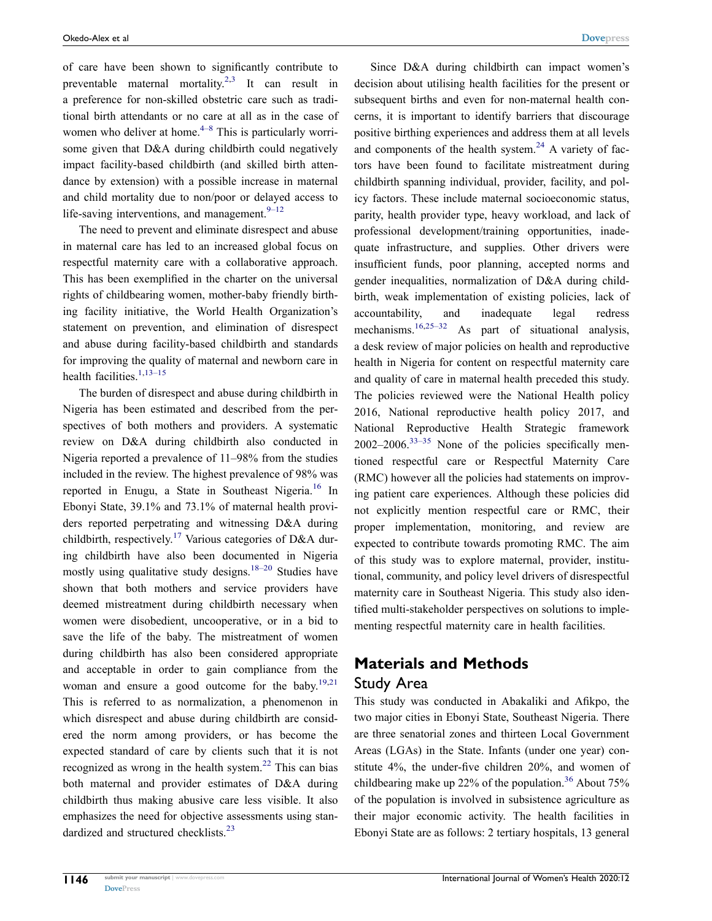of care have been shown to significantly contribute to preventable maternal mortality.[2,3] It can result in a preference for non-skilled obstetric care such as traditional birth attendants or no care at all as in the case of women who deliver at home.[4–8] This is particularly worrisome given that D&A during childbirth could negatively impact facility-based childbirth (and skilled birth attendance by extension) with a possible increase in maternal and child mortality due to non/poor or delayed access to life-saving interventions, and management.[9–12]

The need to prevent and eliminate disrespect and abuse in maternal care has led to an increased global focus on respectful maternity care with a collaborative approach. This has been exemplified in the charter on the universal rights of childbearing women, mother-baby friendly birthing facility initiative, the World Health Organization's statement on prevention, and elimination of disrespect and abuse during facility-based childbirth and standards for improving the quality of maternal and newborn care in health facilities.[1,13–15]

The burden of disrespect and abuse during childbirth in Nigeria has been estimated and described from the perspectives of both mothers and providers. A systematic review on D&A during childbirth also conducted in Nigeria reported a prevalence of 11–98% from the studies included in the review. The highest prevalence of 98% was reported in Enugu, a State in Southeast Nigeria.[16] In Ebonyi State, 39.1% and 73.1% of maternal health providers reported perpetrating and witnessing D&A during childbirth, respectively.[17] Various categories of D&A during childbirth have also been documented in Nigeria mostly using qualitative study designs.[18–20] Studies have shown that both mothers and service providers have deemed mistreatment during childbirth necessary when women were disobedient, uncooperative, or in a bid to save the life of the baby. The mistreatment of women during childbirth has also been considered appropriate and acceptable in order to gain compliance from the woman and ensure a good outcome for the baby.[19,21] This is referred to as normalization, a phenomenon in which disrespect and abuse during childbirth are considered the norm among providers, or has become the expected standard of care by clients such that it is not recognized as wrong in the health system.[22] This can bias both maternal and provider estimates of D&A during childbirth thus making abusive care less visible. It also emphasizes the need for objective assessments using standardized and structured checklists.[23]

Since D&A during childbirth can impact women's decision about utilising health facilities for the present or subsequent births and even for non-maternal health concerns, it is important to identify barriers that discourage positive birthing experiences and address them at all levels and components of the health system.[24] A variety of factors have been found to facilitate mistreatment during childbirth spanning individual, provider, facility, and policy factors. These include maternal socioeconomic status, parity, health provider type, heavy workload, and lack of professional development/training opportunities, inadequate infrastructure, and supplies. Other drivers were insufficient funds, poor planning, accepted norms and gender inequalities, normalization of D&A during childbirth, weak implementation of existing policies, lack of accountability, and inadequate legal redress mechanisms.[16,25–32] As part of situational analysis, a desk review of major policies on health and reproductive health in Nigeria for content on respectful maternity care and quality of care in maternal health preceded this study. The policies reviewed were the National Health policy 2016, National reproductive health policy 2017, and National Reproductive Health Strategic framework 2002–2006.[33–35] None of the policies specifically mentioned respectful care or Respectful Maternity Care (RMC) however all the policies had statements on improving patient care experiences. Although these policies did not explicitly mention respectful care or RMC, their proper implementation, monitoring, and review are expected to contribute towards promoting RMC. The aim of this study was to explore maternal, provider, institutional, community, and policy level drivers of disrespectful maternity care in Southeast Nigeria. This study also identified multi-stakeholder perspectives on solutions to implementing respectful maternity care in health facilities.

## Materials and Methods

### Study Area

This study was conducted in Abakaliki and Afikpo, the two major cities in Ebonyi State, Southeast Nigeria. There are three senatorial zones and thirteen Local Government Areas (LGAs) in the State. Infants (under one year) constitute 4%, the under-five children 20%, and women of childbearing make up 22% of the population.[36] About 75% of the population is involved in subsistence agriculture as their major economic activity. The health facilities in Ebonyi State are as follows: 2 tertiary hospitals, 13 general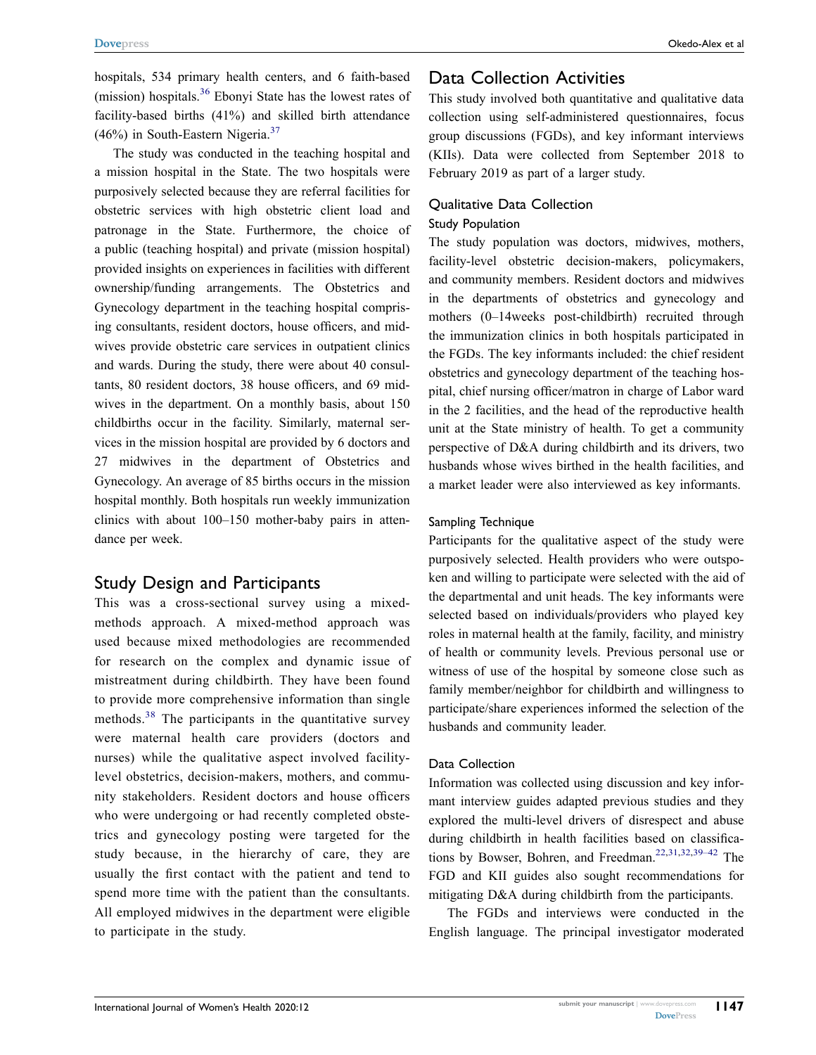hospitals, 534 primary health centers, and 6 faith-based (mission) hospitals.[36] Ebonyi State has the lowest rates of facility-based births (41%) and skilled birth attendance (46%) in South-Eastern Nigeria.[37]

The study was conducted in the teaching hospital and a mission hospital in the State. The two hospitals were purposively selected because they are referral facilities for obstetric services with high obstetric client load and patronage in the State. Furthermore, the choice of a public (teaching hospital) and private (mission hospital) provided insights on experiences in facilities with different ownership/funding arrangements. The Obstetrics and Gynecology department in the teaching hospital comprising consultants, resident doctors, house officers, and midwives provide obstetric care services in outpatient clinics and wards. During the study, there were about 40 consultants, 80 resident doctors, 38 house officers, and 69 midwives in the department. On a monthly basis, about 150 childbirths occur in the facility. Similarly, maternal services in the mission hospital are provided by 6 doctors and 27 midwives in the department of Obstetrics and Gynecology. An average of 85 births occurs in the mission hospital monthly. Both hospitals run weekly immunization clinics with about 100–150 mother-baby pairs in attendance per week.

## Study Design and Participants

This was a cross-sectional survey using a mixed-methods approach. A mixed-method approach was used because mixed methodologies are recommended for research on the complex and dynamic issue of mistreatment during childbirth. They have been found to provide more comprehensive information than single methods.[38] The participants in the quantitative survey were maternal health care providers (doctors and nurses) while the qualitative aspect involved facility-level obstetrics, decision-makers, mothers, and community stakeholders. Resident doctors and house officers who were undergoing or had recently completed obstetrics and gynecology posting were targeted for the study because, in the hierarchy of care, they are usually the first contact with the patient and tend to spend more time with the patient than the consultants. All employed midwives in the department were eligible to participate in the study.

## Data Collection Activities

This study involved both quantitative and qualitative data collection using self-administered questionnaires, focus group discussions (FGDs), and key informant interviews (KIIs). Data were collected from September 2018 to February 2019 as part of a larger study.

### Qualitative Data Collection

#### Study Population

The study population was doctors, midwives, mothers, facility-level obstetric decision-makers, policymakers, and community members. Resident doctors and midwives in the departments of obstetrics and gynecology and mothers (0–14weeks post-childbirth) recruited through the immunization clinics in both hospitals participated in the FGDs. The key informants included: the chief resident obstetrics and gynecology department of the teaching hospital, chief nursing officer/matron in charge of Labor ward in the 2 facilities, and the head of the reproductive health unit at the State ministry of health. To get a community perspective of D&A during childbirth and its drivers, two husbands whose wives birthed in the health facilities, and a market leader were also interviewed as key informants.

#### Sampling Technique

Participants for the qualitative aspect of the study were purposively selected. Health providers who were outspoken and willing to participate were selected with the aid of the departmental and unit heads. The key informants were selected based on individuals/providers who played key roles in maternal health at the family, facility, and ministry of health or community levels. Previous personal use or witness of use of the hospital by someone close such as family member/neighbor for childbirth and willingness to participate/share experiences informed the selection of the husbands and community leader.

#### Data Collection

Information was collected using discussion and key informant interview guides adapted previous studies and they explored the multi-level drivers of disrespect and abuse during childbirth in health facilities based on classifications by Bowser, Bohren, and Freedman.[22,31,32,39–42] The FGD and KII guides also sought recommendations for mitigating D&A during childbirth from the participants.

The FGDs and interviews were conducted in the English language. The principal investigator moderated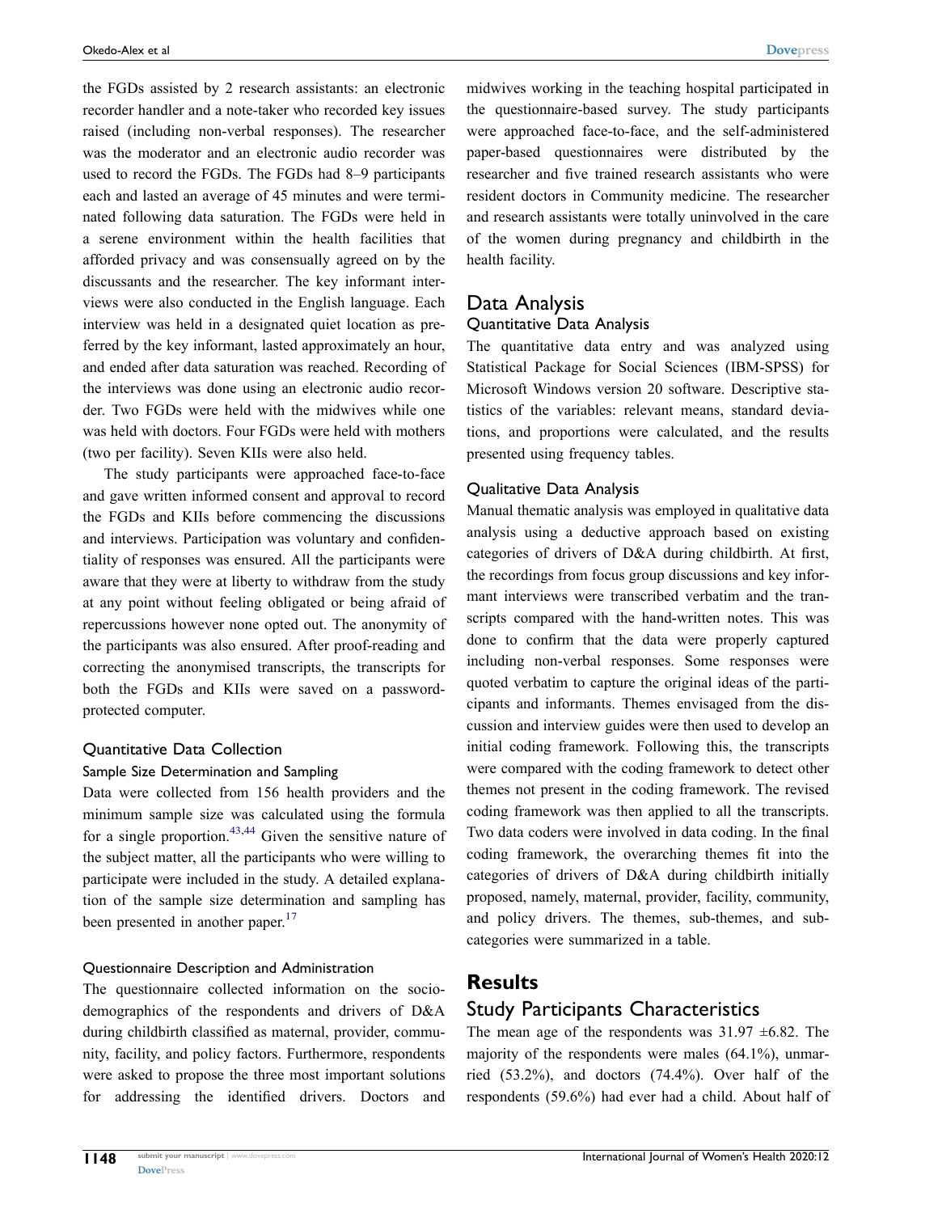the FGDs assisted by 2 research assistants: an electronic recorder handler and a note-taker who recorded key issues raised (including non-verbal responses). The researcher was the moderator and an electronic audio recorder was used to record the FGDs. The FGDs had 8–9 participants each and lasted an average of 45 minutes and were terminated following data saturation. The FGDs were held in a serene environment within the health facilities that afforded privacy and was consensually agreed on by the discussants and the researcher. The key informant interviews were also conducted in the English language. Each interview was held in a designated quiet location as preferred by the key informant, lasted approximately an hour, and ended after data saturation was reached. Recording of the interviews was done using an electronic audio recorder. Two FGDs were held with the midwives while one was held with doctors. Four FGDs were held with mothers (two per facility). Seven KIIs were also held.

The study participants were approached face-to-face and gave written informed consent and approval to record the FGDs and KIIs before commencing the discussions and interviews. Participation was voluntary and confidentiality of responses was ensured. All the participants were aware that they were at liberty to withdraw from the study at any point without feeling obligated or being afraid of repercussions however none opted out. The anonymity of the participants was also ensured. After proof-reading and correcting the anonymised transcripts, the transcripts for both the FGDs and KIIs were saved on a password-protected computer.

### Quantitative Data Collection

#### Sample Size Determination and Sampling

Data were collected from 156 health providers and the minimum sample size was calculated using the formula for a single proportion.[43,44] Given the sensitive nature of the subject matter, all the participants who were willing to participate were included in the study. A detailed explanation of the sample size determination and sampling has been presented in another paper.[17]

#### Questionnaire Description and Administration

The questionnaire collected information on the sociodemographics of the respondents and drivers of D&A during childbirth classified as maternal, provider, community, facility, and policy factors. Furthermore, respondents were asked to propose the three most important solutions for addressing the identified drivers. Doctors and midwives working in the teaching hospital participated in the questionnaire-based survey. The study participants were approached face-to-face, and the self-administered paper-based questionnaires were distributed by the researcher and five trained research assistants who were resident doctors in Community medicine. The researcher and research assistants were totally uninvolved in the care of the women during pregnancy and childbirth in the health facility.

## Data Analysis

### Quantitative Data Analysis

The quantitative data entry and was analyzed using Statistical Package for Social Sciences (IBM-SPSS) for Microsoft Windows version 20 software. Descriptive statistics of the variables: relevant means, standard deviations, and proportions were calculated, and the results presented using frequency tables.

### Qualitative Data Analysis

Manual thematic analysis was employed in qualitative data analysis using a deductive approach based on existing categories of drivers of D&A during childbirth. At first, the recordings from focus group discussions and key informant interviews were transcribed verbatim and the transcripts compared with the hand-written notes. This was done to confirm that the data were properly captured including non-verbal responses. Some responses were quoted verbatim to capture the original ideas of the participants and informants. Themes envisaged from the discussion and interview guides were then used to develop an initial coding framework. Following this, the transcripts were compared with the coding framework to detect other themes not present in the coding framework. The revised coding framework was then applied to all the transcripts. Two data coders were involved in data coding. In the final coding framework, the overarching themes fit into the categories of drivers of D&A during childbirth initially proposed, namely, maternal, provider, facility, community, and policy drivers. The themes, sub-themes, and subcategories were summarized in a table.

# Results

## Study Participants Characteristics

The mean age of the respondents was 31.97 ±6.82. The majority of the respondents were males (64.1%), unmarried (53.2%), and doctors (74.4%). Over half of the respondents (59.6%) had ever had a child. About half of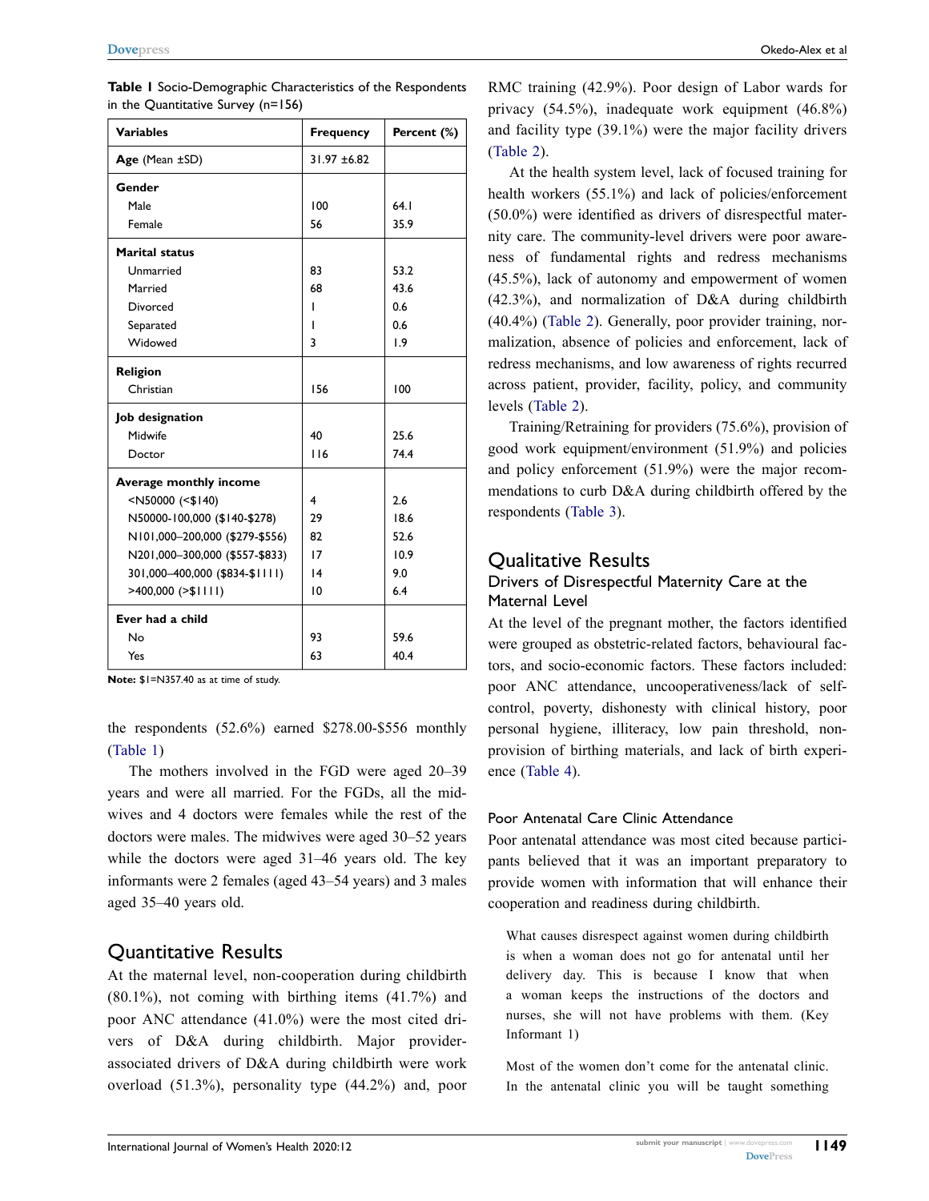**Table 1** Socio-Demographic Characteristics of the Respondents in the Quantitative Survey (n=156)

| Variables | Frequency | Percent (%) |
|---|---|---|
| **Age** (Mean ±SD) | 31.97 ±6.82 | |
| **Gender** | | |
| Male | 100 | 64.1 |
| Female | 56 | 35.9 |
| **Marital status** | | |
| Unmarried | 83 | 53.2 |
| Married | 68 | 43.6 |
| Divorced | 1 | 0.6 |
| Separated | 1 | 0.6 |
| Widowed | 3 | 1.9 |
| **Religion** | | |
| Christian | 156 | 100 |
| **Job designation** | | |
| Midwife | 40 | 25.6 |
| Doctor | 116 | 74.4 |
| **Average monthly income** | | |
| <N50000 (<$140) | 4 | 2.6 |
| N50000-100,000 ($140-$278) | 29 | 18.6 |
| N101,000–200,000 ($279-$556) | 82 | 52.6 |
| N201,000–300,000 ($557-$833) | 17 | 10.9 |
| 301,000–400,000 ($834-$1111) | 14 | 9.0 |
| >400,000 (>$1111) | 10 | 6.4 |
| **Ever had a child** | | |
| No | 93 | 59.6 |
| Yes | 63 | 40.4 |

**Note:** $1=N357.40 as at time of study.

the respondents (52.6%) earned $278.00-$556 monthly (Table 1)

The mothers involved in the FGD were aged 20–39 years and were all married. For the FGDs, all the midwives and 4 doctors were females while the rest of the doctors were males. The midwives were aged 30–52 years while the doctors were aged 31–46 years old. The key informants were 2 females (aged 43–54 years) and 3 males aged 35–40 years old.

## Quantitative Results

At the maternal level, non-cooperation during childbirth (80.1%), not coming with birthing items (41.7%) and poor ANC attendance (41.0%) were the most cited drivers of D&A during childbirth. Major provider-associated drivers of D&A during childbirth were work overload (51.3%), personality type (44.2%) and, poor RMC training (42.9%). Poor design of Labor wards for privacy (54.5%), inadequate work equipment (46.8%) and facility type (39.1%) were the major facility drivers (Table 2).

At the health system level, lack of focused training for health workers (55.1%) and lack of policies/enforcement (50.0%) were identified as drivers of disrespectful maternity care. The community-level drivers were poor awareness of fundamental rights and redress mechanisms (45.5%), lack of autonomy and empowerment of women (42.3%), and normalization of D&A during childbirth (40.4%) (Table 2). Generally, poor provider training, normalization, absence of policies and enforcement, lack of redress mechanisms, and low awareness of rights recurred across patient, provider, facility, policy, and community levels (Table 2).

Training/Retraining for providers (75.6%), provision of good work equipment/environment (51.9%) and policies and policy enforcement (51.9%) were the major recommendations to curb D&A during childbirth offered by the respondents (Table 3).

## Qualitative Results

### Drivers of Disrespectful Maternity Care at the Maternal Level

At the level of the pregnant mother, the factors identified were grouped as obstetric-related factors, behavioural factors, and socio-economic factors. These factors included: poor ANC attendance, uncooperativeness/lack of self-control, poverty, dishonesty with clinical history, poor personal hygiene, illiteracy, low pain threshold, non-provision of birthing materials, and lack of birth experience (Table 4).

#### Poor Antenatal Care Clinic Attendance

Poor antenatal attendance was most cited because participants believed that it was an important preparatory to provide women with information that will enhance their cooperation and readiness during childbirth.

> What causes disrespect against women during childbirth is when a woman does not go for antenatal until her delivery day. This is because I know that when a woman keeps the instructions of the doctors and nurses, she will not have problems with them. (Key Informant 1)

> Most of the women don't come for the antenatal clinic. In the antenatal clinic you will be taught something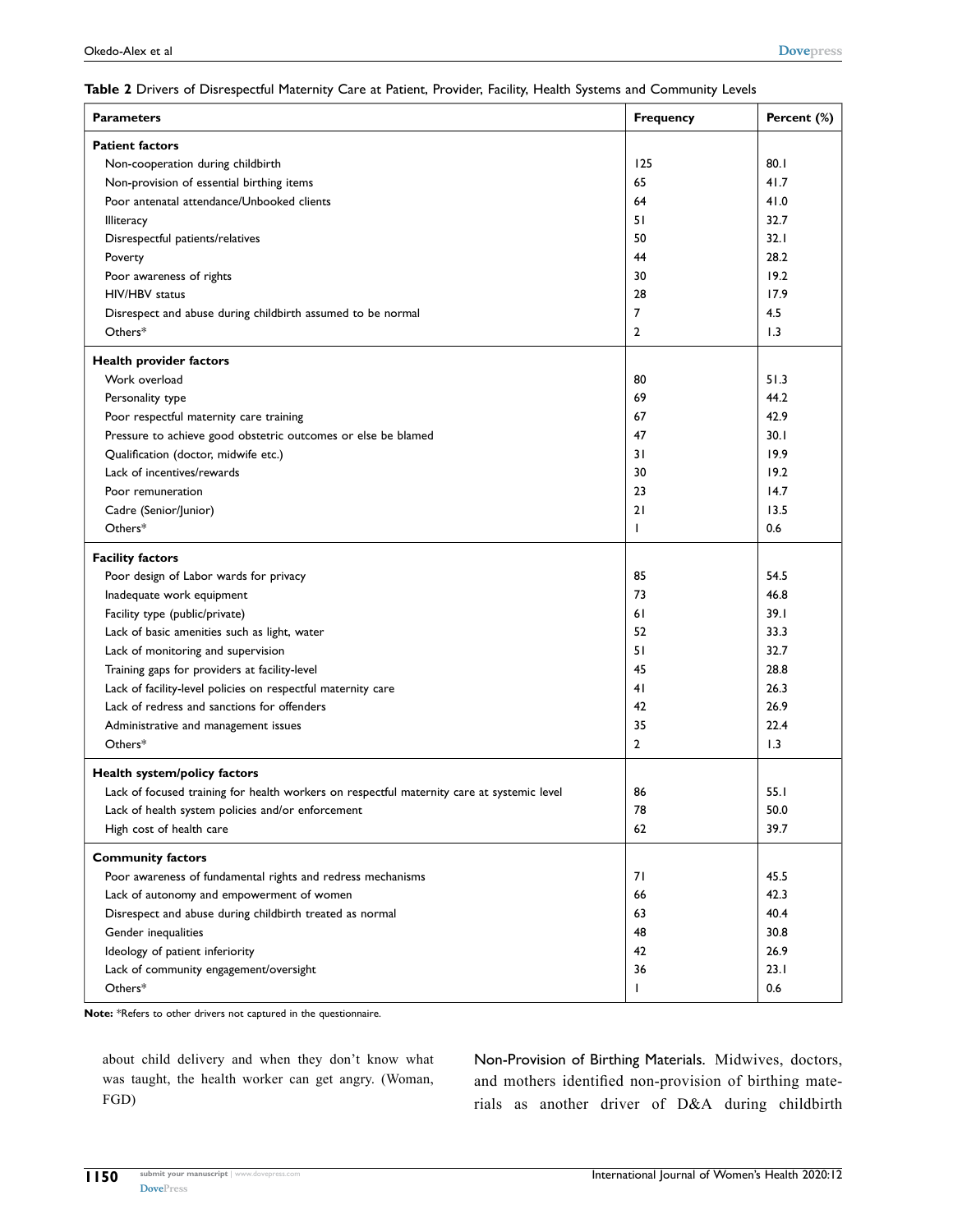**Table 2** Drivers of Disrespectful Maternity Care at Patient, Provider, Facility, Health Systems and Community Levels

| Parameters | Frequency | Percent (%) |
|---|---|---|
| **Patient factors** | | |
| Non-cooperation during childbirth | 125 | 80.1 |
| Non-provision of essential birthing items | 65 | 41.7 |
| Poor antenatal attendance/Unbooked clients | 64 | 41.0 |
| Illiteracy | 51 | 32.7 |
| Disrespectful patients/relatives | 50 | 32.1 |
| Poverty | 44 | 28.2 |
| Poor awareness of rights | 30 | 19.2 |
| HIV/HBV status | 28 | 17.9 |
| Disrespect and abuse during childbirth assumed to be normal | 7 | 4.5 |
| Others* | 2 | 1.3 |
| **Health provider factors** | | |
| Work overload | 80 | 51.3 |
| Personality type | 69 | 44.2 |
| Poor respectful maternity care training | 67 | 42.9 |
| Pressure to achieve good obstetric outcomes or else be blamed | 47 | 30.1 |
| Qualification (doctor, midwife etc.) | 31 | 19.9 |
| Lack of incentives/rewards | 30 | 19.2 |
| Poor remuneration | 23 | 14.7 |
| Cadre (Senior/Junior) | 21 | 13.5 |
| Others* | 1 | 0.6 |
| **Facility factors** | | |
| Poor design of Labor wards for privacy | 85 | 54.5 |
| Inadequate work equipment | 73 | 46.8 |
| Facility type (public/private) | 61 | 39.1 |
| Lack of basic amenities such as light, water | 52 | 33.3 |
| Lack of monitoring and supervision | 51 | 32.7 |
| Training gaps for providers at facility-level | 45 | 28.8 |
| Lack of facility-level policies on respectful maternity care | 41 | 26.3 |
| Lack of redress and sanctions for offenders | 42 | 26.9 |
| Administrative and management issues | 35 | 22.4 |
| Others* | 2 | 1.3 |
| **Health system/policy factors** | | |
| Lack of focused training for health workers on respectful maternity care at systemic level | 86 | 55.1 |
| Lack of health system policies and/or enforcement | 78 | 50.0 |
| High cost of health care | 62 | 39.7 |
| **Community factors** | | |
| Poor awareness of fundamental rights and redress mechanisms | 71 | 45.5 |
| Lack of autonomy and empowerment of women | 66 | 42.3 |
| Disrespect and abuse during childbirth treated as normal | 63 | 40.4 |
| Gender inequalities | 48 | 30.8 |
| Ideology of patient inferiority | 42 | 26.9 |
| Lack of community engagement/oversight | 36 | 23.1 |
| Others* | 1 | 0.6 |

**Note:** *Refers to other drivers not captured in the questionnaire.

about child delivery and when they don't know what was taught, the health worker can get angry. (Woman, FGD)

Non-Provision of Birthing Materials. Midwives, doctors, and mothers identified non-provision of birthing materials as another driver of D&A during childbirth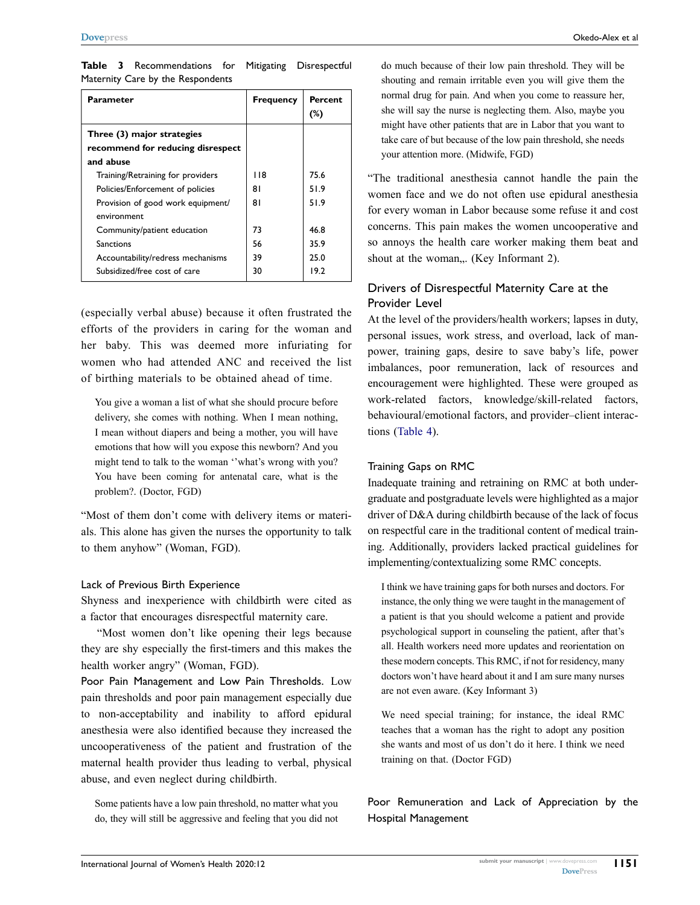**Table 3** Recommendations for Mitigating Disrespectful Maternity Care by the Respondents

| Parameter | Frequency | Percent (%) |
|---|---|---|
| **Three (3) major strategies recommend for reducing disrespect and abuse** | | |
| Training/Retraining for providers | 118 | 75.6 |
| Policies/Enforcement of policies | 81 | 51.9 |
| Provision of good work equipment/environment | 81 | 51.9 |
| Community/patient education | 73 | 46.8 |
| Sanctions | 56 | 35.9 |
| Accountability/redress mechanisms | 39 | 25.0 |
| Subsidized/free cost of care | 30 | 19.2 |

(especially verbal abuse) because it often frustrated the efforts of the providers in caring for the woman and her baby. This was deemed more infuriating for women who had attended ANC and received the list of birthing materials to be obtained ahead of time.

> You give a woman a list of what she should procure before delivery, she comes with nothing. When I mean nothing, I mean without diapers and being a mother, you will have emotions that how will you expose this newborn? And you might tend to talk to the woman ''what's wrong with you? You have been coming for antenatal care, what is the problem?. (Doctor, FGD)

"Most of them don't come with delivery items or materials. This alone has given the nurses the opportunity to talk to them anyhow" (Woman, FGD).

### Lack of Previous Birth Experience

Shyness and inexperience with childbirth were cited as a factor that encourages disrespectful maternity care.

"Most women don't like opening their legs because they are shy especially the first-timers and this makes the health worker angry" (Woman, FGD).

**Poor Pain Management and Low Pain Thresholds.** Low pain thresholds and poor pain management especially due to non-acceptability and inability to afford epidural anesthesia were also identified because they increased the uncooperativeness of the patient and frustration of the maternal health provider thus leading to verbal, physical abuse, and even neglect during childbirth.

> Some patients have a low pain threshold, no matter what you do, they will still be aggressive and feeling that you did not do much because of their low pain threshold. They will be shouting and remain irritable even you will give them the normal drug for pain. And when you come to reassure her, she will say the nurse is neglecting them. Also, maybe you might have other patients that are in Labor that you want to take care of but because of the low pain threshold, she needs your attention more. (Midwife, FGD)

"The traditional anesthesia cannot handle the pain the women face and we do not often use epidural anesthesia for every woman in Labor because some refuse it and cost concerns. This pain makes the women uncooperative and so annoys the health care worker making them beat and shout at the woman,,. (Key Informant 2).

## Drivers of Disrespectful Maternity Care at the Provider Level

At the level of the providers/health workers; lapses in duty, personal issues, work stress, and overload, lack of manpower, training gaps, desire to save baby's life, power imbalances, poor remuneration, lack of resources and encouragement were highlighted. These were grouped as work-related factors, knowledge/skill-related factors, behavioural/emotional factors, and provider–client interactions (Table 4).

### Training Gaps on RMC

Inadequate training and retraining on RMC at both undergraduate and postgraduate levels were highlighted as a major driver of D&A during childbirth because of the lack of focus on respectful care in the traditional content of medical training. Additionally, providers lacked practical guidelines for implementing/contextualizing some RMC concepts.

> I think we have training gaps for both nurses and doctors. For instance, the only thing we were taught in the management of a patient is that you should welcome a patient and provide psychological support in counseling the patient, after that's all. Health workers need more updates and reorientation on these modern concepts. This RMC, if not for residency, many doctors won't have heard about it and I am sure many nurses are not even aware. (Key Informant 3)

> We need special training; for instance, the ideal RMC teaches that a woman has the right to adopt any position she wants and most of us don't do it here. I think we need training on that. (Doctor FGD)

### Poor Remuneration and Lack of Appreciation by the Hospital Management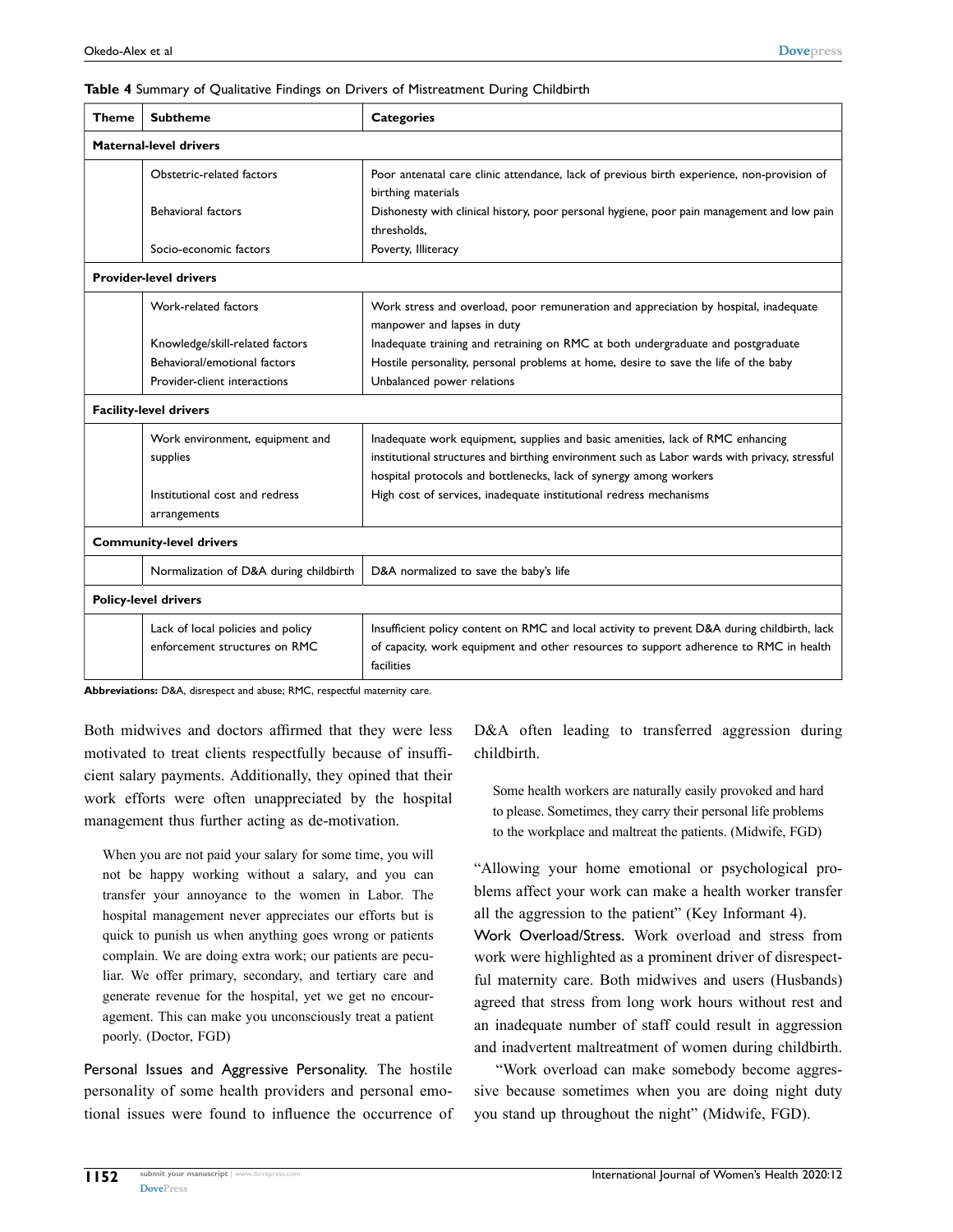**Table 4** Summary of Qualitative Findings on Drivers of Mistreatment During Childbirth

| Theme | Subtheme | Categories |
|---|---|---|
| **Maternal-level drivers** | | |
| | Obstetric-related factors | Poor antenatal care clinic attendance, lack of previous birth experience, non-provision of birthing materials |
| | Behavioral factors | Dishonesty with clinical history, poor personal hygiene, poor pain management and low pain thresholds, |
| | Socio-economic factors | Poverty, Illiteracy |
| **Provider-level drivers** | | |
| | Work-related factors | Work stress and overload, poor remuneration and appreciation by hospital, inadequate manpower and lapses in duty |
| | Knowledge/skill-related factors | Inadequate training and retraining on RMC at both undergraduate and postgraduate |
| | Behavioral/emotional factors | Hostile personality, personal problems at home, desire to save the life of the baby |
| | Provider-client interactions | Unbalanced power relations |
| **Facility-level drivers** | | |
| | Work environment, equipment and supplies | Inadequate work equipment, supplies and basic amenities, lack of RMC enhancing institutional structures and birthing environment such as Labor wards with privacy, stressful hospital protocols and bottlenecks, lack of synergy among workers |
| | Institutional cost and redress arrangements | High cost of services, inadequate institutional redress mechanisms |
| **Community-level drivers** | | |
| | Normalization of D&A during childbirth | D&A normalized to save the baby's life |
| **Policy-level drivers** | | |
| | Lack of local policies and policy enforcement structures on RMC | Insufficient policy content on RMC and local activity to prevent D&A during childbirth, lack of capacity, work equipment and other resources to support adherence to RMC in health facilities |

**Abbreviations:** D&A, disrespect and abuse; RMC, respectful maternity care.

Both midwives and doctors affirmed that they were less motivated to treat clients respectfully because of insufficient salary payments. Additionally, they opined that their work efforts were often unappreciated by the hospital management thus further acting as de-motivation.

> When you are not paid your salary for some time, you will not be happy working without a salary, and you can transfer your annoyance to the women in Labor. The hospital management never appreciates our efforts but is quick to punish us when anything goes wrong or patients complain. We are doing extra work; our patients are peculiar. We offer primary, secondary, and tertiary care and generate revenue for the hospital, yet we get no encouragement. This can make you unconsciously treat a patient poorly. (Doctor, FGD)

Personal Issues and Aggressive Personality. The hostile personality of some health providers and personal emotional issues were found to influence the occurrence of D&A often leading to transferred aggression during childbirth.

> Some health workers are naturally easily provoked and hard to please. Sometimes, they carry their personal life problems to the workplace and maltreat the patients. (Midwife, FGD)

"Allowing your home emotional or psychological problems affect your work can make a health worker transfer all the aggression to the patient" (Key Informant 4).

Work Overload/Stress. Work overload and stress from work were highlighted as a prominent driver of disrespectful maternity care. Both midwives and users (Husbands) agreed that stress from long work hours without rest and an inadequate number of staff could result in aggression and inadvertent maltreatment of women during childbirth.

"Work overload can make somebody become aggressive because sometimes when you are doing night duty you stand up throughout the night" (Midwife, FGD).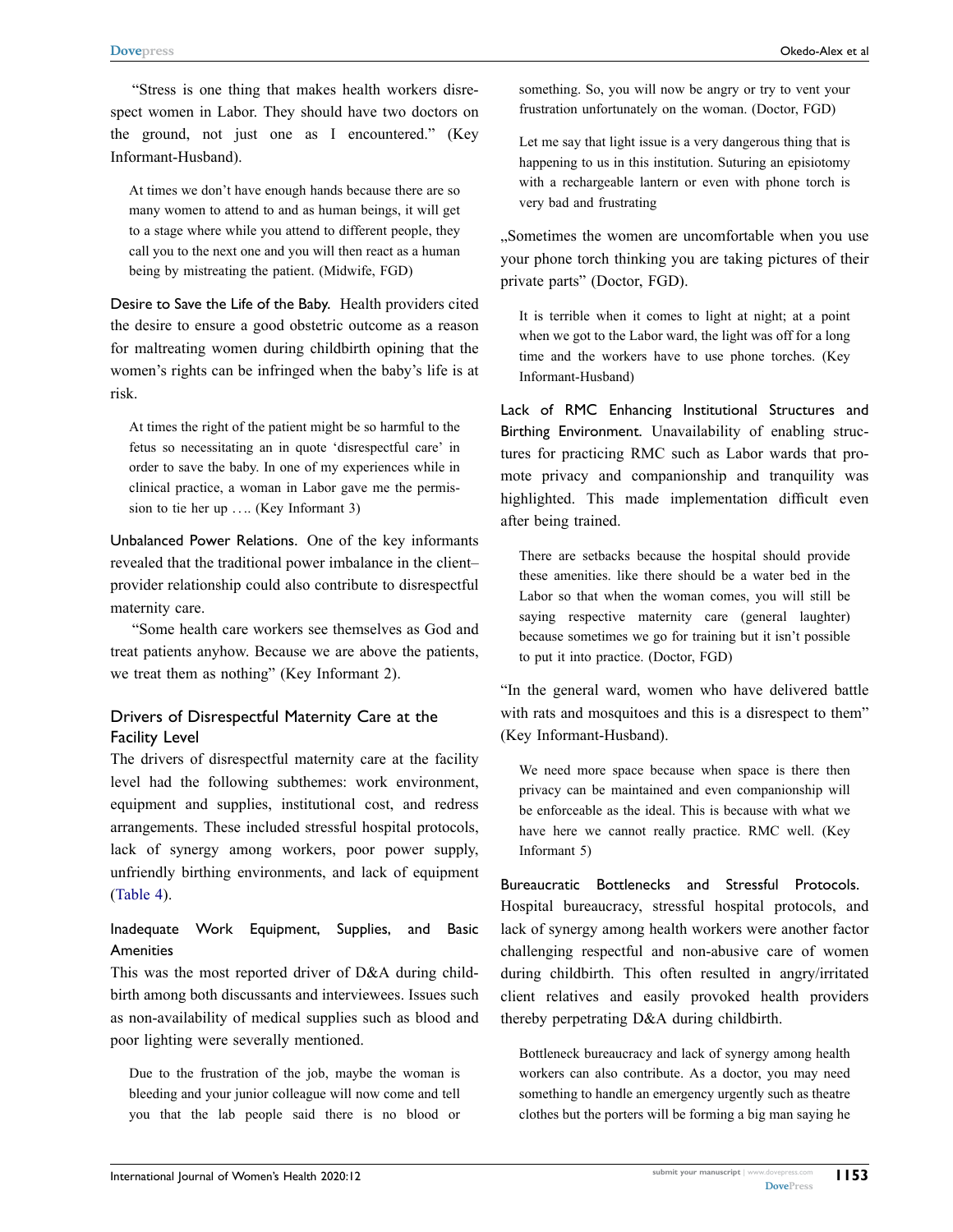"Stress is one thing that makes health workers disrespect women in Labor. They should have two doctors on the ground, not just one as I encountered." (Key Informant-Husband).

> At times we don't have enough hands because there are so many women to attend to and as human beings, it will get to a stage where while you attend to different people, they call you to the next one and you will then react as a human being by mistreating the patient. (Midwife, FGD)

#### Desire to Save the Life of the Baby.

Health providers cited the desire to ensure a good obstetric outcome as a reason for maltreating women during childbirth opining that the women's rights can be infringed when the baby's life is at risk.

> At times the right of the patient might be so harmful to the fetus so necessitating an in quote 'disrespectful care' in order to save the baby. In one of my experiences while in clinical practice, a woman in Labor gave me the permission to tie her up …. (Key Informant 3)

#### Unbalanced Power Relations.

One of the key informants revealed that the traditional power imbalance in the client–provider relationship could also contribute to disrespectful maternity care.

"Some health care workers see themselves as God and treat patients anyhow. Because we are above the patients, we treat them as nothing" (Key Informant 2).

### Drivers of Disrespectful Maternity Care at the Facility Level

The drivers of disrespectful maternity care at the facility level had the following subthemes: work environment, equipment and supplies, institutional cost, and redress arrangements. These included stressful hospital protocols, lack of synergy among workers, poor power supply, unfriendly birthing environments, and lack of equipment (Table 4).

#### Inadequate Work Equipment, Supplies, and Basic Amenities

This was the most reported driver of D&A during childbirth among both discussants and interviewees. Issues such as non-availability of medical supplies such as blood and poor lighting were severally mentioned.

> Due to the frustration of the job, maybe the woman is bleeding and your junior colleague will now come and tell you that the lab people said there is no blood or something. So, you will now be angry or try to vent your frustration unfortunately on the woman. (Doctor, FGD)

> Let me say that light issue is a very dangerous thing that is happening to us in this institution. Suturing an episiotomy with a rechargeable lantern or even with phone torch is very bad and frustrating

„Sometimes the women are uncomfortable when you use your phone torch thinking you are taking pictures of their private parts" (Doctor, FGD).

> It is terrible when it comes to light at night; at a point when we got to the Labor ward, the light was off for a long time and the workers have to use phone torches. (Key Informant-Husband)

#### Lack of RMC Enhancing Institutional Structures and Birthing Environment.

Unavailability of enabling structures for practicing RMC such as Labor wards that promote privacy and companionship and tranquility was highlighted. This made implementation difficult even after being trained.

> There are setbacks because the hospital should provide these amenities. like there should be a water bed in the Labor so that when the woman comes, you will still be saying respective maternity care (general laughter) because sometimes we go for training but it isn't possible to put it into practice. (Doctor, FGD)

"In the general ward, women who have delivered battle with rats and mosquitoes and this is a disrespect to them" (Key Informant-Husband).

> We need more space because when space is there then privacy can be maintained and even companionship will be enforceable as the ideal. This is because with what we have here we cannot really practice. RMC well. (Key Informant 5)

#### Bureaucratic Bottlenecks and Stressful Protocols.

Hospital bureaucracy, stressful hospital protocols, and lack of synergy among health workers were another factor challenging respectful and non-abusive care of women during childbirth. This often resulted in angry/irritated client relatives and easily provoked health providers thereby perpetrating D&A during childbirth.

> Bottleneck bureaucracy and lack of synergy among health workers can also contribute. As a doctor, you may need something to handle an emergency urgently such as theatre clothes but the porters will be forming a big man saying he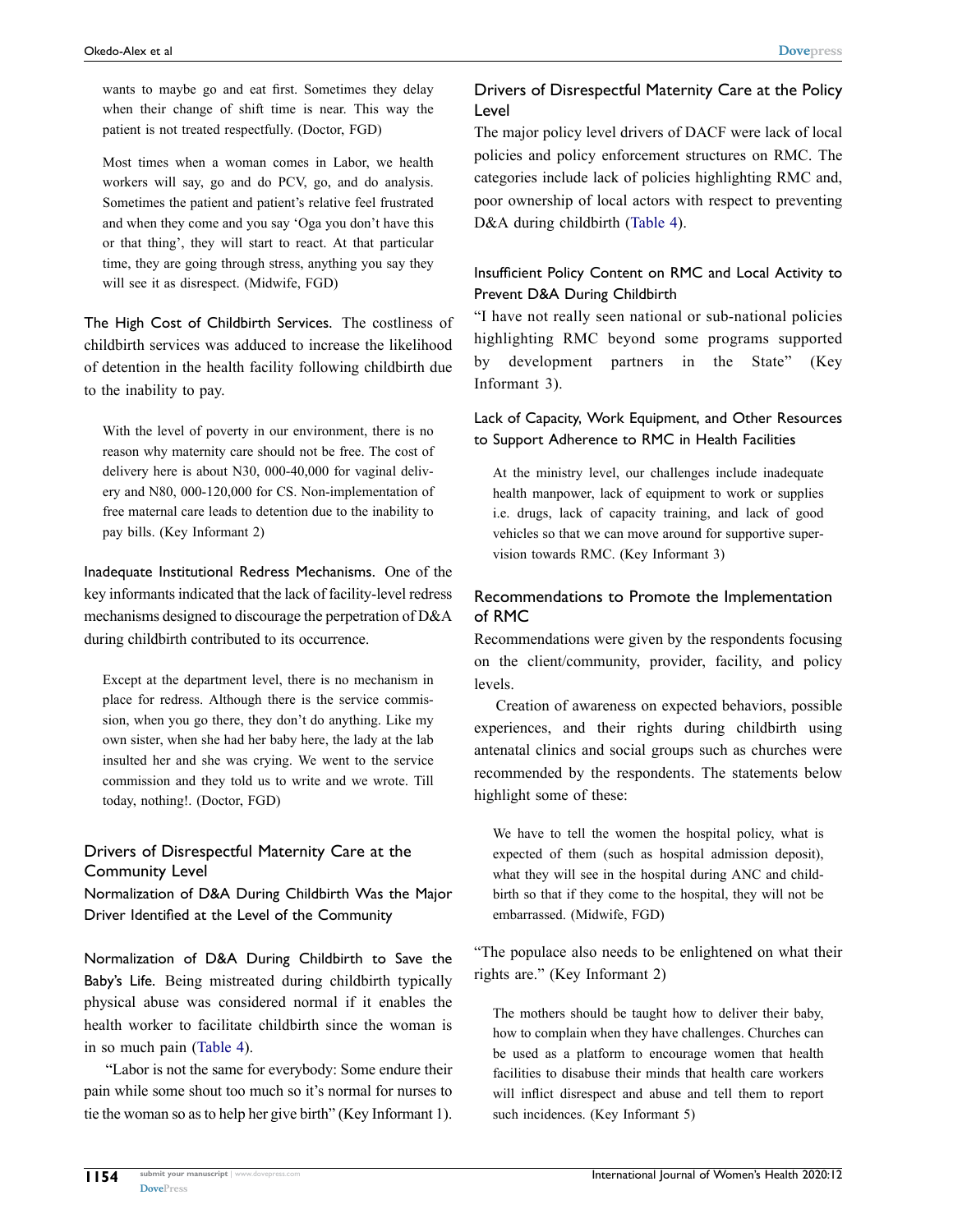wants to maybe go and eat first. Sometimes they delay when their change of shift time is near. This way the patient is not treated respectfully. (Doctor, FGD)

Most times when a woman comes in Labor, we health workers will say, go and do PCV, go, and do analysis. Sometimes the patient and patient's relative feel frustrated and when they come and you say 'Oga you don't have this or that thing', they will start to react. At that particular time, they are going through stress, anything you say they will see it as disrespect. (Midwife, FGD)

**The High Cost of Childbirth Services.** The costliness of childbirth services was adduced to increase the likelihood of detention in the health facility following childbirth due to the inability to pay.

With the level of poverty in our environment, there is no reason why maternity care should not be free. The cost of delivery here is about N30, 000-40,000 for vaginal delivery and N80, 000-120,000 for CS. Non-implementation of free maternal care leads to detention due to the inability to pay bills. (Key Informant 2)

**Inadequate Institutional Redress Mechanisms.** One of the key informants indicated that the lack of facility-level redress mechanisms designed to discourage the perpetration of D&A during childbirth contributed to its occurrence.

Except at the department level, there is no mechanism in place for redress. Although there is the service commission, when you go there, they don't do anything. Like my own sister, when she had her baby here, the lady at the lab insulted her and she was crying. We went to the service commission and they told us to write and we wrote. Till today, nothing!. (Doctor, FGD)

### Drivers of Disrespectful Maternity Care at the Community Level

#### Normalization of D&A During Childbirth Was the Major Driver Identified at the Level of the Community

**Normalization of D&A During Childbirth to Save the Baby's Life.** Being mistreated during childbirth typically physical abuse was considered normal if it enables the health worker to facilitate childbirth since the woman is in so much pain (Table 4).

"Labor is not the same for everybody: Some endure their pain while some shout too much so it's normal for nurses to tie the woman so as to help her give birth" (Key Informant 1).

### Drivers of Disrespectful Maternity Care at the Policy Level

The major policy level drivers of DACF were lack of local policies and policy enforcement structures on RMC. The categories include lack of policies highlighting RMC and, poor ownership of local actors with respect to preventing D&A during childbirth (Table 4).

#### Insufficient Policy Content on RMC and Local Activity to Prevent D&A During Childbirth

"I have not really seen national or sub-national policies highlighting RMC beyond some programs supported by development partners in the State" (Key Informant 3).

#### Lack of Capacity, Work Equipment, and Other Resources to Support Adherence to RMC in Health Facilities

At the ministry level, our challenges include inadequate health manpower, lack of equipment to work or supplies i.e. drugs, lack of capacity training, and lack of good vehicles so that we can move around for supportive supervision towards RMC. (Key Informant 3)

### Recommendations to Promote the Implementation of RMC

Recommendations were given by the respondents focusing on the client/community, provider, facility, and policy levels.

Creation of awareness on expected behaviors, possible experiences, and their rights during childbirth using antenatal clinics and social groups such as churches were recommended by the respondents. The statements below highlight some of these:

We have to tell the women the hospital policy, what is expected of them (such as hospital admission deposit), what they will see in the hospital during ANC and childbirth so that if they come to the hospital, they will not be embarrassed. (Midwife, FGD)

"The populace also needs to be enlightened on what their rights are." (Key Informant 2)

The mothers should be taught how to deliver their baby, how to complain when they have challenges. Churches can be used as a platform to encourage women that health facilities to disabuse their minds that health care workers will inflict disrespect and abuse and tell them to report such incidences. (Key Informant 5)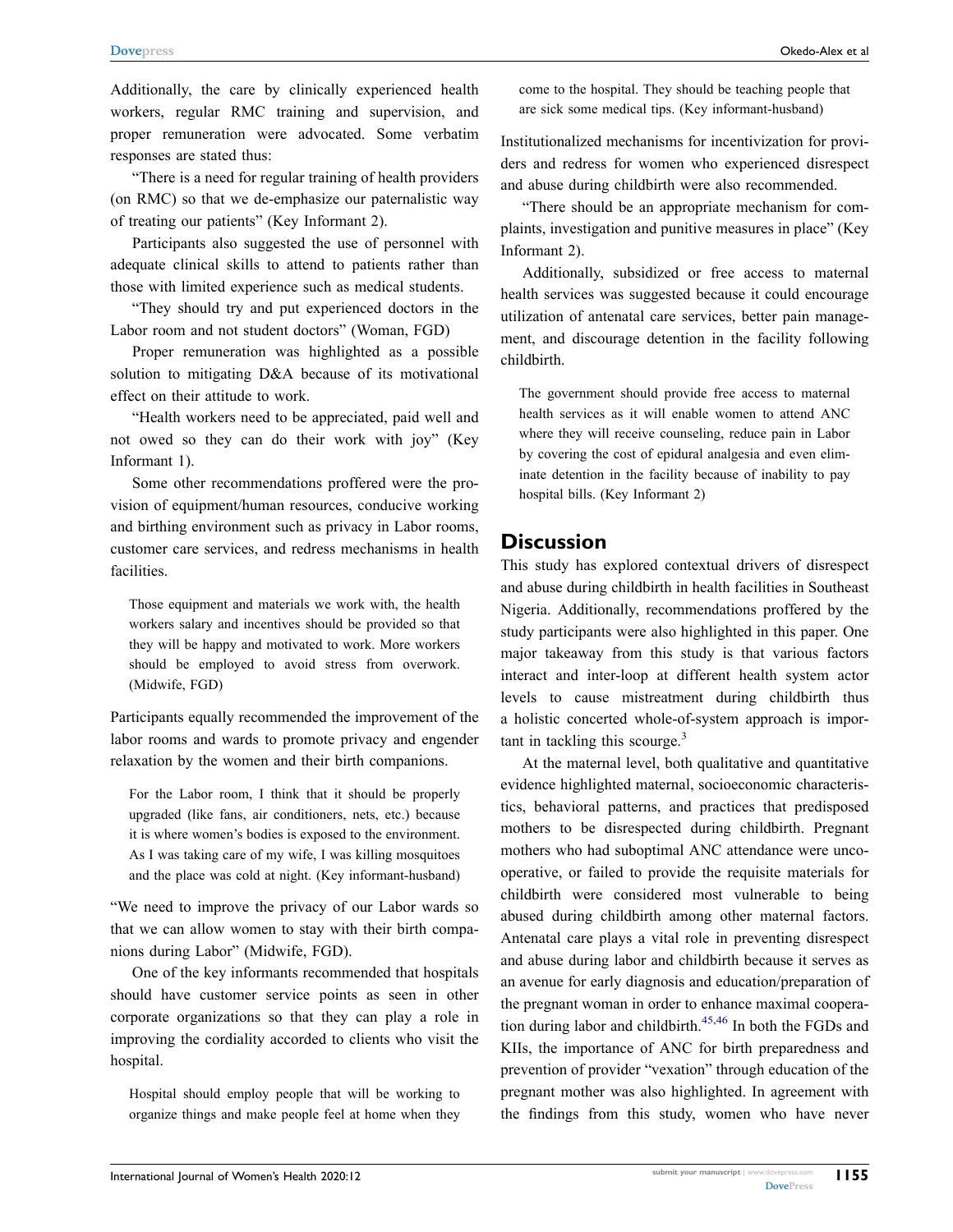Additionally, the care by clinically experienced health workers, regular RMC training and supervision, and proper remuneration were advocated. Some verbatim responses are stated thus:

"There is a need for regular training of health providers (on RMC) so that we de-emphasize our paternalistic way of treating our patients" (Key Informant 2).

Participants also suggested the use of personnel with adequate clinical skills to attend to patients rather than those with limited experience such as medical students.

"They should try and put experienced doctors in the Labor room and not student doctors" (Woman, FGD)

Proper remuneration was highlighted as a possible solution to mitigating D&A because of its motivational effect on their attitude to work.

"Health workers need to be appreciated, paid well and not owed so they can do their work with joy" (Key Informant 1).

Some other recommendations proffered were the provision of equipment/human resources, conducive working and birthing environment such as privacy in Labor rooms, customer care services, and redress mechanisms in health facilities.

> Those equipment and materials we work with, the health workers salary and incentives should be provided so that they will be happy and motivated to work. More workers should be employed to avoid stress from overwork. (Midwife, FGD)

Participants equally recommended the improvement of the labor rooms and wards to promote privacy and engender relaxation by the women and their birth companions.

> For the Labor room, I think that it should be properly upgraded (like fans, air conditioners, nets, etc.) because it is where women's bodies is exposed to the environment. As I was taking care of my wife, I was killing mosquitoes and the place was cold at night. (Key informant-husband)

"We need to improve the privacy of our Labor wards so that we can allow women to stay with their birth companions during Labor" (Midwife, FGD).

One of the key informants recommended that hospitals should have customer service points as seen in other corporate organizations so that they can play a role in improving the cordiality accorded to clients who visit the hospital.

> Hospital should employ people that will be working to organize things and make people feel at home when they come to the hospital. They should be teaching people that are sick some medical tips. (Key informant-husband)

Institutionalized mechanisms for incentivization for providers and redress for women who experienced disrespect and abuse during childbirth were also recommended.

"There should be an appropriate mechanism for complaints, investigation and punitive measures in place" (Key Informant 2).

Additionally, subsidized or free access to maternal health services was suggested because it could encourage utilization of antenatal care services, better pain management, and discourage detention in the facility following childbirth.

> The government should provide free access to maternal health services as it will enable women to attend ANC where they will receive counseling, reduce pain in Labor by covering the cost of epidural analgesia and even eliminate detention in the facility because of inability to pay hospital bills. (Key Informant 2)

## Discussion

This study has explored contextual drivers of disrespect and abuse during childbirth in health facilities in Southeast Nigeria. Additionally, recommendations proffered by the study participants were also highlighted in this paper. One major takeaway from this study is that various factors interact and inter-loop at different health system actor levels to cause mistreatment during childbirth thus a holistic concerted whole-of-system approach is important in tackling this scourge.[3]

At the maternal level, both qualitative and quantitative evidence highlighted maternal, socioeconomic characteristics, behavioral patterns, and practices that predisposed mothers to be disrespected during childbirth. Pregnant mothers who had suboptimal ANC attendance were uncooperative, or failed to provide the requisite materials for childbirth were considered most vulnerable to being abused during childbirth among other maternal factors. Antenatal care plays a vital role in preventing disrespect and abuse during labor and childbirth because it serves as an avenue for early diagnosis and education/preparation of the pregnant woman in order to enhance maximal cooperation during labor and childbirth.[45,46] In both the FGDs and KIIs, the importance of ANC for birth preparedness and prevention of provider "vexation" through education of the pregnant mother was also highlighted. In agreement with the findings from this study, women who have never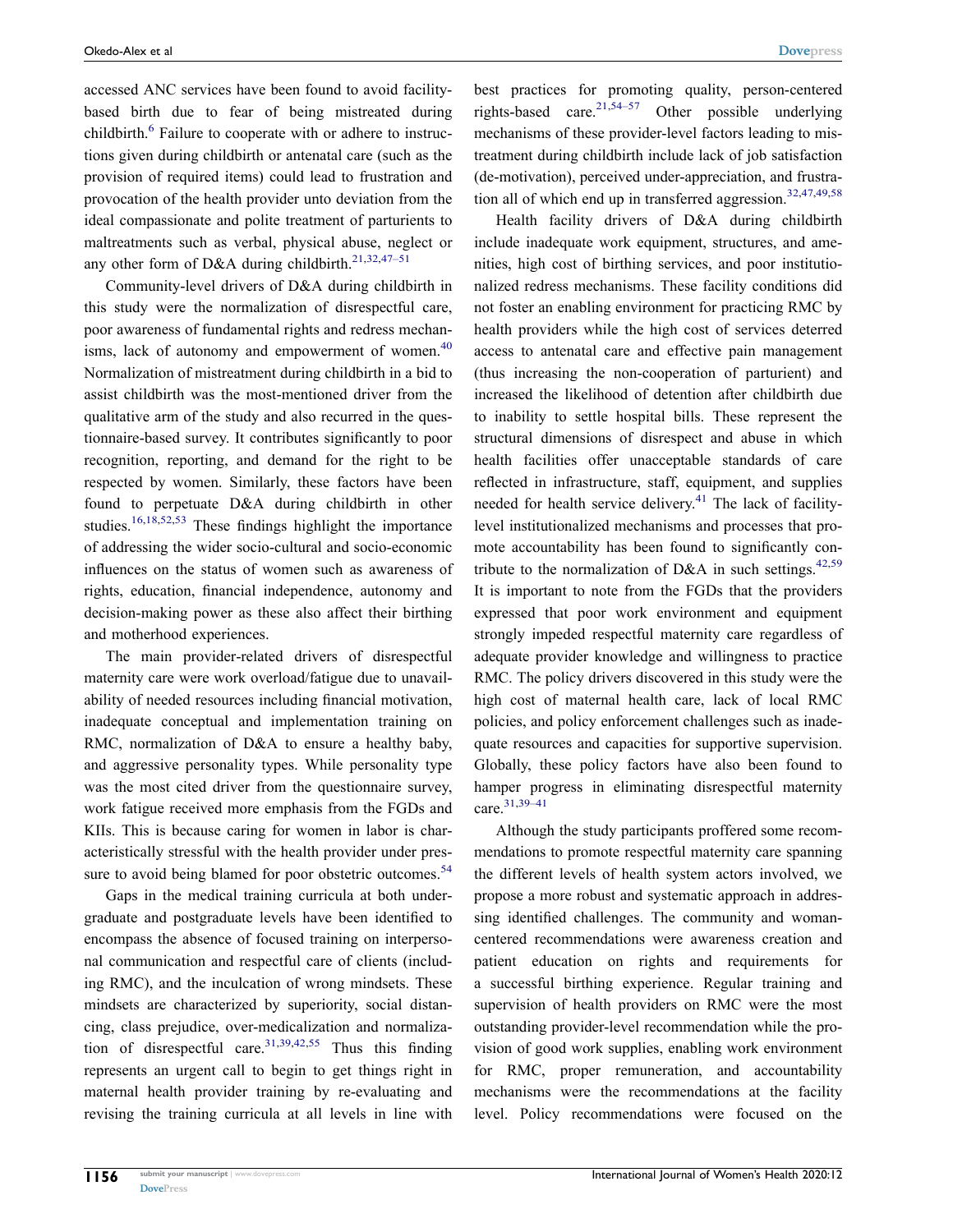accessed ANC services have been found to avoid facility-based birth due to fear of being mistreated during childbirth.[6] Failure to cooperate with or adhere to instructions given during childbirth or antenatal care (such as the provision of required items) could lead to frustration and provocation of the health provider unto deviation from the ideal compassionate and polite treatment of parturients to maltreatments such as verbal, physical abuse, neglect or any other form of D&A during childbirth.[21,32,47–51]

Community-level drivers of D&A during childbirth in this study were the normalization of disrespectful care, poor awareness of fundamental rights and redress mechanisms, lack of autonomy and empowerment of women.[40] Normalization of mistreatment during childbirth in a bid to assist childbirth was the most-mentioned driver from the qualitative arm of the study and also recurred in the questionnaire-based survey. It contributes significantly to poor recognition, reporting, and demand for the right to be respected by women. Similarly, these factors have been found to perpetuate D&A during childbirth in other studies.[16,18,52,53] These findings highlight the importance of addressing the wider socio-cultural and socio-economic influences on the status of women such as awareness of rights, education, financial independence, autonomy and decision-making power as these also affect their birthing and motherhood experiences.

The main provider-related drivers of disrespectful maternity care were work overload/fatigue due to unavailability of needed resources including financial motivation, inadequate conceptual and implementation training on RMC, normalization of D&A to ensure a healthy baby, and aggressive personality types. While personality type was the most cited driver from the questionnaire survey, work fatigue received more emphasis from the FGDs and KIIs. This is because caring for women in labor is characteristically stressful with the health provider under pressure to avoid being blamed for poor obstetric outcomes.[54]

Gaps in the medical training curricula at both undergraduate and postgraduate levels have been identified to encompass the absence of focused training on interpersonal communication and respectful care of clients (including RMC), and the inculcation of wrong mindsets. These mindsets are characterized by superiority, social distancing, class prejudice, over-medicalization and normalization of disrespectful care.[31,39,42,55] Thus this finding represents an urgent call to begin to get things right in maternal health provider training by re-evaluating and revising the training curricula at all levels in line with best practices for promoting quality, person-centered rights-based care.[21,54–57] Other possible underlying mechanisms of these provider-level factors leading to mistreatment during childbirth include lack of job satisfaction (de-motivation), perceived under-appreciation, and frustration all of which end up in transferred aggression.[32,47,49,58]

Health facility drivers of D&A during childbirth include inadequate work equipment, structures, and amenities, high cost of birthing services, and poor institutionalized redress mechanisms. These facility conditions did not foster an enabling environment for practicing RMC by health providers while the high cost of services deterred access to antenatal care and effective pain management (thus increasing the non-cooperation of parturient) and increased the likelihood of detention after childbirth due to inability to settle hospital bills. These represent the structural dimensions of disrespect and abuse in which health facilities offer unacceptable standards of care reflected in infrastructure, staff, equipment, and supplies needed for health service delivery.[41] The lack of facility-level institutionalized mechanisms and processes that promote accountability has been found to significantly contribute to the normalization of D&A in such settings.[42,59] It is important to note from the FGDs that the providers expressed that poor work environment and equipment strongly impeded respectful maternity care regardless of adequate provider knowledge and willingness to practice RMC. The policy drivers discovered in this study were the high cost of maternal health care, lack of local RMC policies, and policy enforcement challenges such as inadequate resources and capacities for supportive supervision. Globally, these policy factors have also been found to hamper progress in eliminating disrespectful maternity care.[31,39–41]

Although the study participants proffered some recommendations to promote respectful maternity care spanning the different levels of health system actors involved, we propose a more robust and systematic approach in addressing identified challenges. The community and woman-centered recommendations were awareness creation and patient education on rights and requirements for a successful birthing experience. Regular training and supervision of health providers on RMC were the most outstanding provider-level recommendation while the provision of good work supplies, enabling work environment for RMC, proper remuneration, and accountability mechanisms were the recommendations at the facility level. Policy recommendations were focused on the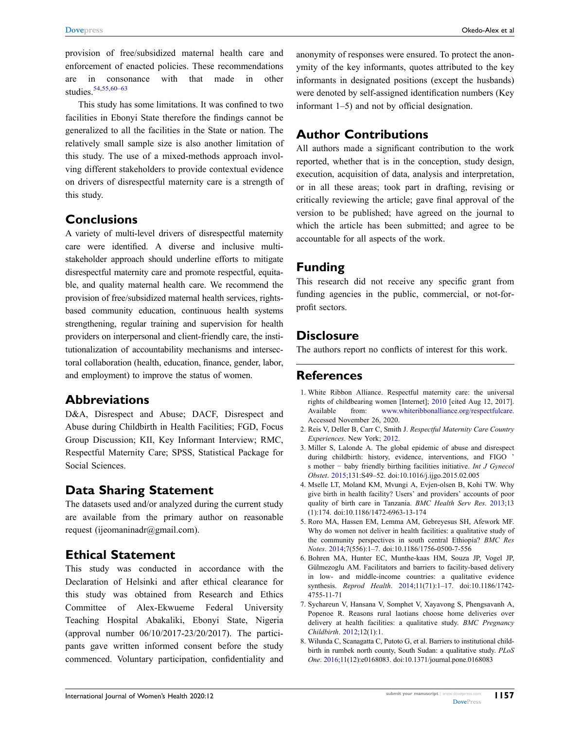provision of free/subsidized maternal health care and enforcement of enacted policies. These recommendations are in consonance with that made in other studies.[54,55,60–63]

This study has some limitations. It was confined to two facilities in Ebonyi State therefore the findings cannot be generalized to all the facilities in the State or nation. The relatively small sample size is also another limitation of this study. The use of a mixed-methods approach involving different stakeholders to provide contextual evidence on drivers of disrespectful maternity care is a strength of this study.

## Conclusions

A variety of multi-level drivers of disrespectful maternity care were identified. A diverse and inclusive multi-stakeholder approach should underline efforts to mitigate disrespectful maternity care and promote respectful, equitable, and quality maternal health care. We recommend the provision of free/subsidized maternal health services, rights-based community education, continuous health systems strengthening, regular training and supervision for health providers on interpersonal and client-friendly care, the institutionalization of accountability mechanisms and intersectoral collaboration (health, education, finance, gender, labor, and employment) to improve the status of women.

## Abbreviations

D&A, Disrespect and Abuse; DACF, Disrespect and Abuse during Childbirth in Health Facilities; FGD, Focus Group Discussion; KII, Key Informant Interview; RMC, Respectful Maternity Care; SPSS, Statistical Package for Social Sciences.

## Data Sharing Statement

The datasets used and/or analyzed during the current study are available from the primary author on reasonable request (ijeomaninadr@gmail.com).

## Ethical Statement

This study was conducted in accordance with the Declaration of Helsinki and after ethical clearance for this study was obtained from Research and Ethics Committee of Alex-Ekwueme Federal University Teaching Hospital Abakaliki, Ebonyi State, Nigeria (approval number 06/10/2017-23/20/2017). The participants gave written informed consent before the study commenced. Voluntary participation, confidentiality and anonymity of responses were ensured. To protect the anonymity of the key informants, quotes attributed to the key informants in designated positions (except the husbands) were denoted by self-assigned identification numbers (Key informant 1–5) and not by official designation.

## Author Contributions

All authors made a significant contribution to the work reported, whether that is in the conception, study design, execution, acquisition of data, analysis and interpretation, or in all these areas; took part in drafting, revising or critically reviewing the article; gave final approval of the version to be published; have agreed on the journal to which the article has been submitted; and agree to be accountable for all aspects of the work.

## Funding

This research did not receive any specific grant from funding agencies in the public, commercial, or not-for-profit sectors.

## Disclosure

The authors report no conflicts of interest for this work.

## References

1. White Ribbon Alliance. Respectful maternity care: the universal rights of childbearing women [Internet]; 2010 [cited Aug 12, 2017]. Available from: www.whiteribbonalliance.org/respectfulcare. Accessed November 26, 2020.
2. Reis V, Deller B, Carr C, Smith J. *Respectful Maternity Care Country Experiences*. New York; 2012.
3. Miller S, Lalonde A. The global epidemic of abuse and disrespect during childbirth: history, evidence, interventions, and FIGO ' s mother − baby friendly birthing facilities initiative. *Int J Gynecol Obstet*. 2015;131:S49–52. doi:10.1016/j.ijgo.2015.02.005
4. Mselle LT, Moland KM, Mvungi A, Evjen-olsen B, Kohi TW. Why give birth in health facility? Users' and providers' accounts of poor quality of birth care in Tanzania. *BMC Health Serv Res*. 2013;13 (1):174. doi:10.1186/1472-6963-13-174
5. Roro MA, Hassen EM, Lemma AM, Gebreyesus SH, Afework MF. Why do women not deliver in health facilities: a qualitative study of the community perspectives in south central Ethiopia? *BMC Res Notes*. 2014;7(556):1–7. doi:10.1186/1756-0500-7-556
6. Bohren MA, Hunter EC, Munthe-kaas HM, Souza JP, Vogel JP, Gülmezoglu AM. Facilitators and barriers to facility-based delivery in low- and middle-income countries: a qualitative evidence synthesis. *Reprod Health*. 2014;11(71):1–17. doi:10.1186/1742-4755-11-71
7. Sychareun V, Hansana V, Somphet V, Xayavong S, Phengsavanh A, Popenoe R. Reasons rural laotians choose home deliveries over delivery at health facilities: a qualitative study. *BMC Pregnancy Childbirth*. 2012;12(1):1.
8. Wilunda C, Scanagatta C, Putoto G, et al. Barriers to institutional childbirth in rumbek north county, South Sudan: a qualitative study. *PLoS One*. 2016;11(12):e0168083. doi:10.1371/journal.pone.0168083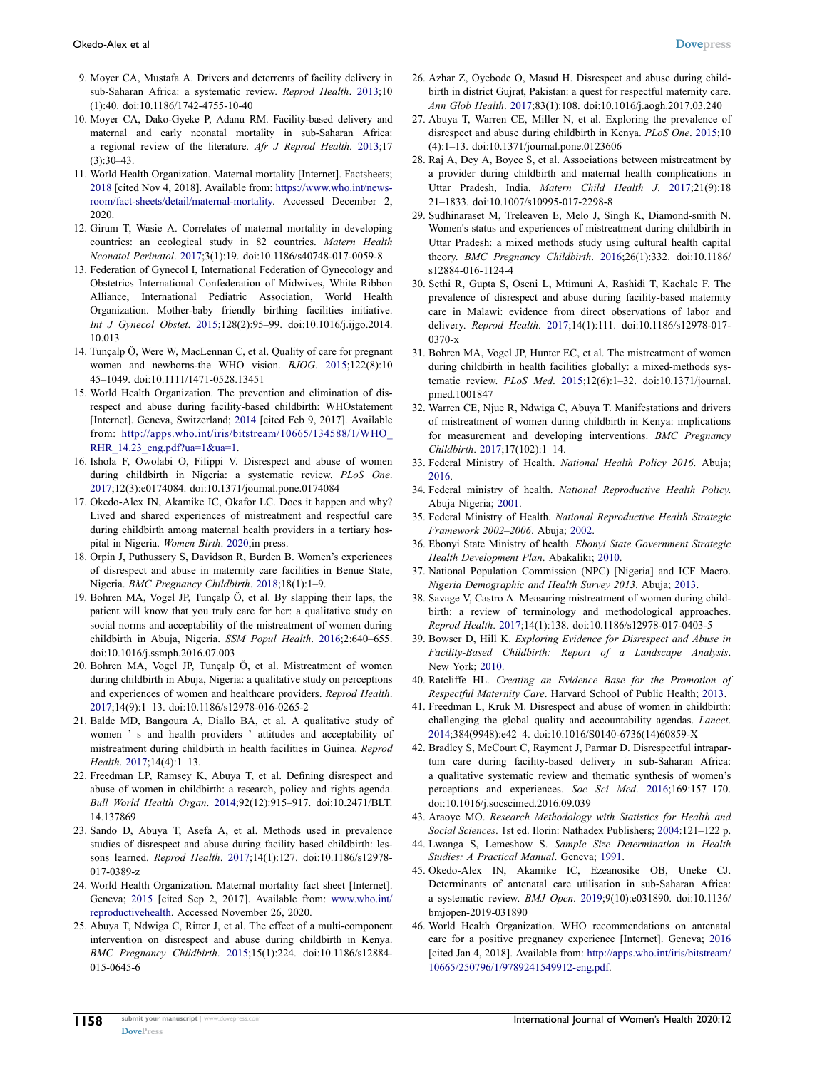9. Moyer CA, Mustafa A. Drivers and deterrents of facility delivery in sub-Saharan Africa: a systematic review. *Reprod Health*. 2013;10 (1):40. doi:10.1186/1742-4755-10-40
10. Moyer CA, Dako-Gyeke P, Adanu RM. Facility-based delivery and maternal and early neonatal mortality in sub-Saharan Africa: a regional review of the literature. *Afr J Reprod Health*. 2013;17 (3):30–43.
11. World Health Organization. Maternal mortality [Internet]. Factsheets; 2018 [cited Nov 4, 2018]. Available from: https://www.who.int/news-room/fact-sheets/detail/maternal-mortality. Accessed December 2, 2020.
12. Girum T, Wasie A. Correlates of maternal mortality in developing countries: an ecological study in 82 countries. *Matern Health Neonatol Perinatol*. 2017;3(1):19. doi:10.1186/s40748-017-0059-8
13. Federation of Gynecol I, International Federation of Gynecology and Obstetrics International Confederation of Midwives, White Ribbon Alliance, International Pediatric Association, World Health Organization. Mother-baby friendly birthing facilities initiative. *Int J Gynecol Obstet*. 2015;128(2):95–99. doi:10.1016/j.ijgo.2014.10.013
14. Tunçalp Ö, Were W, MacLennan C, et al. Quality of care for pregnant women and newborns-the WHO vision. *BJOG*. 2015;122(8):1045–1049. doi:10.1111/1471-0528.13451
15. World Health Organization. The prevention and elimination of disrespect and abuse during facility-based childbirth: WHOstatement [Internet]. Geneva, Switzerland; 2014 [cited Feb 9, 2017]. Available from: http://apps.who.int/iris/bitstream/10665/134588/1/WHO_RHR_14.23_eng.pdf?ua=1&ua=1.
16. Ishola F, Owolabi O, Filippi V. Disrespect and abuse of women during childbirth in Nigeria: a systematic review. *PLoS One*. 2017;12(3):e0174084. doi:10.1371/journal.pone.0174084
17. Okedo-Alex IN, Akamike IC, Okafor LC. Does it happen and why? Lived and shared experiences of mistreatment and respectful care during childbirth among maternal health providers in a tertiary hospital in Nigeria. *Women Birth*. 2020;in press.
18. Orpin J, Puthussery S, Davidson R, Burden B. Women's experiences of disrespect and abuse in maternity care facilities in Benue State, Nigeria. *BMC Pregnancy Childbirth*. 2018;18(1):1–9.
19. Bohren MA, Vogel JP, Tunçalp Ö, et al. By slapping their laps, the patient will know that you truly care for her: a qualitative study on social norms and acceptability of the mistreatment of women during childbirth in Abuja, Nigeria. *SSM Popul Health*. 2016;2:640–655. doi:10.1016/j.ssmph.2016.07.003
20. Bohren MA, Vogel JP, Tunçalp Ö, et al. Mistreatment of women during childbirth in Abuja, Nigeria: a qualitative study on perceptions and experiences of women and healthcare providers. *Reprod Health*. 2017;14(9):1–13. doi:10.1186/s12978-016-0265-2
21. Balde MD, Bangoura A, Diallo BA, et al. A qualitative study of women ' s and health providers ' attitudes and acceptability of mistreatment during childbirth in health facilities in Guinea. *Reprod Health*. 2017;14(4):1–13.
22. Freedman LP, Ramsey K, Abuya T, et al. Defining disrespect and abuse of women in childbirth: a research, policy and rights agenda. *Bull World Health Organ*. 2014;92(12):915–917. doi:10.2471/BLT.14.137869
23. Sando D, Abuya T, Asefa A, et al. Methods used in prevalence studies of disrespect and abuse during facility based childbirth: lessons learned. *Reprod Health*. 2017;14(1):127. doi:10.1186/s12978-017-0389-z
24. World Health Organization. Maternal mortality fact sheet [Internet]. Geneva; 2015 [cited Sep 2, 2017]. Available from: www.who.int/reproductivehealth. Accessed November 26, 2020.
25. Abuya T, Ndwiga C, Ritter J, et al. The effect of a multi-component intervention on disrespect and abuse during childbirth in Kenya. *BMC Pregnancy Childbirth*. 2015;15(1):224. doi:10.1186/s12884-015-0645-6
26. Azhar Z, Oyebode O, Masud H. Disrespect and abuse during childbirth in district Gujrat, Pakistan: a quest for respectful maternity care. *Ann Glob Health*. 2017;83(1):108. doi:10.1016/j.aogh.2017.03.240
27. Abuya T, Warren CE, Miller N, et al. Exploring the prevalence of disrespect and abuse during childbirth in Kenya. *PLoS One*. 2015;10 (4):1–13. doi:10.1371/journal.pone.0123606
28. Raj A, Dey A, Boyce S, et al. Associations between mistreatment by a provider during childbirth and maternal health complications in Uttar Pradesh, India. *Matern Child Health J*. 2017;21(9):1821–1833. doi:10.1007/s10995-017-2298-8
29. Sudhinaraset M, Treleaven E, Melo J, Singh K, Diamond-smith N. Women's status and experiences of mistreatment during childbirth in Uttar Pradesh: a mixed methods study using cultural health capital theory. *BMC Pregnancy Childbirth*. 2016;26(1):332. doi:10.1186/s12884-016-1124-4
30. Sethi R, Gupta S, Oseni L, Mtimuni A, Rashidi T, Kachale F. The prevalence of disrespect and abuse during facility-based maternity care in Malawi: evidence from direct observations of labor and delivery. *Reprod Health*. 2017;14(1):111. doi:10.1186/s12978-017-0370-x
31. Bohren MA, Vogel JP, Hunter EC, et al. The mistreatment of women during childbirth in health facilities globally: a mixed-methods systematic review. *PLoS Med*. 2015;12(6):1–32. doi:10.1371/journal.pmed.1001847
32. Warren CE, Njue R, Ndwiga C, Abuya T. Manifestations and drivers of mistreatment of women during childbirth in Kenya: implications for measurement and developing interventions. *BMC Pregnancy Childbirth*. 2017;17(102):1–14.
33. Federal Ministry of Health. *National Health Policy 2016*. Abuja; 2016.
34. Federal ministry of health. *National Reproductive Health Policy*. Abuja Nigeria; 2001.
35. Federal Ministry of Health. *National Reproductive Health Strategic Framework 2002–2006*. Abuja; 2002.
36. Ebonyi State Ministry of health. *Ebonyi State Government Strategic Health Development Plan*. Abakaliki; 2010.
37. National Population Commission (NPC) [Nigeria] and ICF Macro. *Nigeria Demographic and Health Survey 2013*. Abuja; 2013.
38. Savage V, Castro A. Measuring mistreatment of women during childbirth: a review of terminology and methodological approaches. *Reprod Health*. 2017;14(1):138. doi:10.1186/s12978-017-0403-5
39. Bowser D, Hill K. *Exploring Evidence for Disrespect and Abuse in Facility-Based Childbirth: Report of a Landscape Analysis*. New York; 2010.
40. Ratcliffe HL. *Creating an Evidence Base for the Promotion of Respectful Maternity Care*. Harvard School of Public Health; 2013.
41. Freedman L, Kruk M. Disrespect and abuse of women in childbirth: challenging the global quality and accountability agendas. *Lancet*. 2014;384(9948):e42–4. doi:10.1016/S0140-6736(14)60859-X
42. Bradley S, McCourt C, Rayment J, Parmar D. Disrespectful intrapartum care during facility-based delivery in sub-Saharan Africa: a qualitative systematic review and thematic synthesis of women's perceptions and experiences. *Soc Sci Med*. 2016;169:157–170. doi:10.1016/j.socscimed.2016.09.039
43. Araoye MO. *Research Methodology with Statistics for Health and Social Sciences*. 1st ed. Ilorin: Nathadex Publishers; 2004:121–122 p.
44. Lwanga S, Lemeshow S. *Sample Size Determination in Health Studies: A Practical Manual*. Geneva; 1991.
45. Okedo-Alex IN, Akamike IC, Ezeanosike OB, Uneke CJ. Determinants of antenatal care utilisation in sub-Saharan Africa: a systematic review. *BMJ Open*. 2019;9(10):e031890. doi:10.1136/bmjopen-2019-031890
46. World Health Organization. WHO recommendations on antenatal care for a positive pregnancy experience [Internet]. Geneva; 2016 [cited Jan 4, 2018]. Available from: http://apps.who.int/iris/bitstream/10665/250796/1/9789241549912-eng.pdf.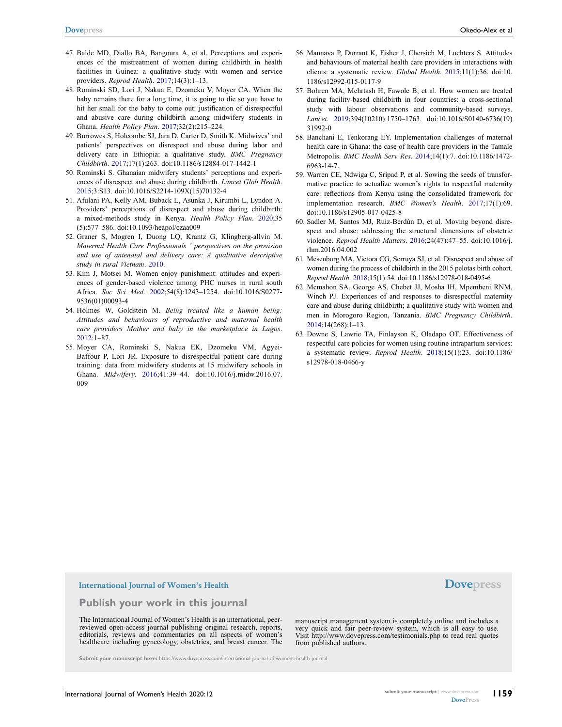47. Balde MD, Diallo BA, Bangoura A, et al. Perceptions and experiences of the mistreatment of women during childbirth in health facilities in Guinea: a qualitative study with women and service providers. *Reprod Health*. 2017;14(3):1–13.
48. Rominski SD, Lori J, Nakua E, Dzomeku V, Moyer CA. When the baby remains there for a long time, it is going to die so you have to hit her small for the baby to come out: justification of disrespectful and abusive care during childbirth among midwifery students in Ghana. *Health Policy Plan*. 2017;32(2):215–224.
49. Burrowes S, Holcombe SJ, Jara D, Carter D, Smith K. Midwives' and patients' perspectives on disrespect and abuse during labor and delivery care in Ethiopia: a qualitative study. *BMC Pregnancy Childbirth*. 2017;17(1):263. doi:10.1186/s12884-017-1442-1
50. Rominski S. Ghanaian midwifery students' perceptions and experiences of disrespect and abuse during childbirth. *Lancet Glob Health*. 2015;3:S13. doi:10.1016/S2214-109X(15)70132-4
51. Afulani PA, Kelly AM, Buback L, Asunka J, Kirumbi L, Lyndon A. Providers' perceptions of disrespect and abuse during childbirth: a mixed-methods study in Kenya. *Health Policy Plan*. 2020;35 (5):577–586. doi:10.1093/heapol/czaa009
52. Graner S, Mogren I, Duong LQ, Krantz G, Klingberg-allvin M. *Maternal Health Care Professionals ' perspectives on the provision and use of antenatal and delivery care: A qualitative descriptive study in rural Vietnam*. 2010.
53. Kim J, Motsei M. Women enjoy punishment: attitudes and experiences of gender-based violence among PHC nurses in rural south Africa. *Soc Sci Med*. 2002;54(8):1243–1254. doi:10.1016/S0277-9536(01)00093-4
54. Holmes W, Goldstein M. *Being treated like a human being: Attitudes and behaviours of reproductive and maternal health care providers Mother and baby in the marketplace in Lagos*. 2012:1–87.
55. Moyer CA, Rominski S, Nakua EK, Dzomeku VM, Agyei-Baffour P, Lori JR. Exposure to disrespectful patient care during training: data from midwifery students at 15 midwifery schools in Ghana. *Midwifery*. 2016;41:39–44. doi:10.1016/j.midw.2016.07.009
56. Mannava P, Durrant K, Fisher J, Chersich M, Luchters S. Attitudes and behaviours of maternal health care providers in interactions with clients: a systematic review. *Global Health*. 2015;11(1):36. doi:10.1186/s12992-015-0117-9
57. Bohren MA, Mehrtash H, Fawole B, et al. How women are treated during facility-based childbirth in four countries: a cross-sectional study with labour observations and community-based surveys. *Lancet*. 2019;394(10210):1750–1763. doi:10.1016/S0140-6736(19)31992-0
58. Banchani E, Tenkorang EY. Implementation challenges of maternal health care in Ghana: the case of health care providers in the Tamale Metropolis. *BMC Health Serv Res*. 2014;14(1):7. doi:10.1186/1472-6963-14-7.
59. Warren CE, Ndwiga C, Sripad P, et al. Sowing the seeds of transformative practice to actualize women's rights to respectful maternity care: reflections from Kenya using the consolidated framework for implementation research. *BMC Women's Health*. 2017;17(1):69. doi:10.1186/s12905-017-0425-8
60. Sadler M, Santos MJ, Ruiz-Berdún D, et al. Moving beyond disrespect and abuse: addressing the structural dimensions of obstetric violence. *Reprod Health Matters*. 2016;24(47):47–55. doi:10.1016/j.rhm.2016.04.002
61. Mesenburg MA, Victora CG, Serruya SJ, et al. Disrespect and abuse of women during the process of childbirth in the 2015 pelotas birth cohort. *Reprod Health*. 2018;15(1):54. doi:10.1186/s12978-018-0495-6
62. Mcmahon SA, George AS, Chebet JJ, Mosha IH, Mpembeni RNM, Winch PJ. Experiences of and responses to disrespectful maternity care and abuse during childbirth; a qualitative study with women and men in Morogoro Region, Tanzania. *BMC Pregnancy Childbirth*. 2014;14(268):1–13.
63. Downe S, Lawrie TA, Finlayson K, Oladapo OT. Effectiveness of respectful care policies for women using routine intrapartum services: a systematic review. *Reprod Health*. 2018;15(1):23. doi:10.1186/s12978-018-0466-y

**International Journal of Women's Health**

**Dovepress**

## Publish your work in this journal

The International Journal of Women's Health is an international, peer-reviewed open-access journal publishing original research, reports, editorials, reviews and commentaries on all aspects of women's healthcare including gynecology, obstetrics, and breast cancer. The manuscript management system is completely online and includes a very quick and fair peer-review system, which is all easy to use. Visit http://www.dovepress.com/testimonials.php to read real quotes from published authors.

**Submit your manuscript here:** https://www.dovepress.com/international-journal-of-womens-health-journal